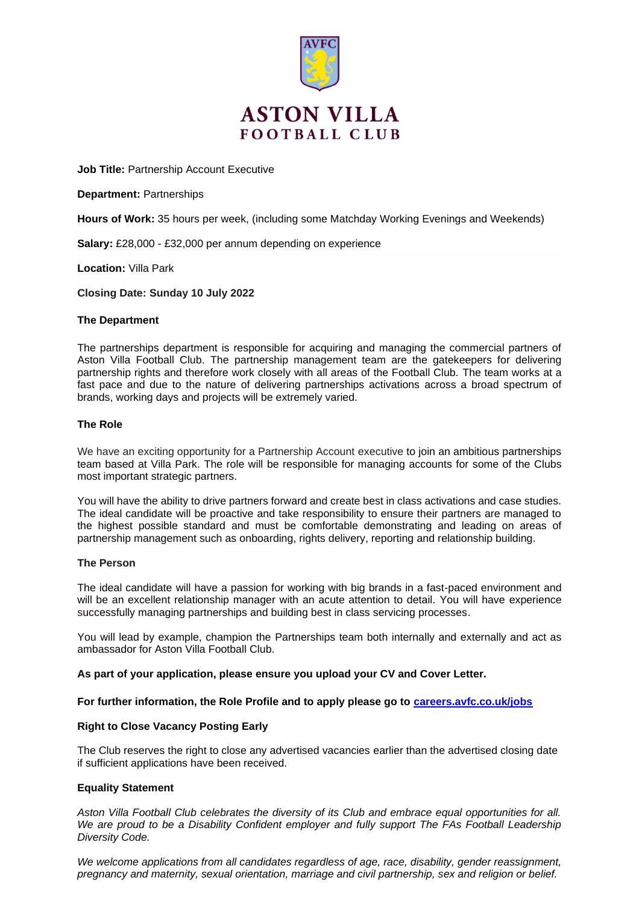ASTON VILLA
FOOTBALL CLUB

**Job Title:** Partnership Account Executive

**Department:** Partnerships

**Hours of Work:** 35 hours per week, (including some Matchday Working Evenings and Weekends)

**Salary:** £28,000 - £32,000 per annum depending on experience

**Location:** Villa Park

**Closing Date: Sunday 10 July 2022**

**The Department**

The partnerships department is responsible for acquiring and managing the commercial partners of Aston Villa Football Club. The partnership management team are the gatekeepers for delivering partnership rights and therefore work closely with all areas of the Football Club. The team works at a fast pace and due to the nature of delivering partnerships activations across a broad spectrum of brands, working days and projects will be extremely varied.

**The Role**

We have an exciting opportunity for a Partnership Account executive to join an ambitious partnerships team based at Villa Park. The role will be responsible for managing accounts for some of the Clubs most important strategic partners.

You will have the ability to drive partners forward and create best in class activations and case studies. The ideal candidate will be proactive and take responsibility to ensure their partners are managed to the highest possible standard and must be comfortable demonstrating and leading on areas of partnership management such as onboarding, rights delivery, reporting and relationship building.

**The Person**

The ideal candidate will have a passion for working with big brands in a fast-paced environment and will be an excellent relationship manager with an acute attention to detail. You will have experience successfully managing partnerships and building best in class servicing processes.

You will lead by example, champion the Partnerships team both internally and externally and act as ambassador for Aston Villa Football Club.

**As part of your application, please ensure you upload your CV and Cover Letter.**

**For further information, the Role Profile and to apply please go to [careers.avfc.co.uk/jobs](careers.avfc.co.uk/jobs)**

**Right to Close Vacancy Posting Early**

The Club reserves the right to close any advertised vacancies earlier than the advertised closing date if sufficient applications have been received.

**Equality Statement**

*Aston Villa Football Club celebrates the diversity of its Club and embrace equal opportunities for all. We are proud to be a Disability Confident employer and fully support The FAs Football Leadership Diversity Code.*

*We welcome applications from all candidates regardless of age, race, disability, gender reassignment, pregnancy and maternity, sexual orientation, marriage and civil partnership, sex and religion or belief.*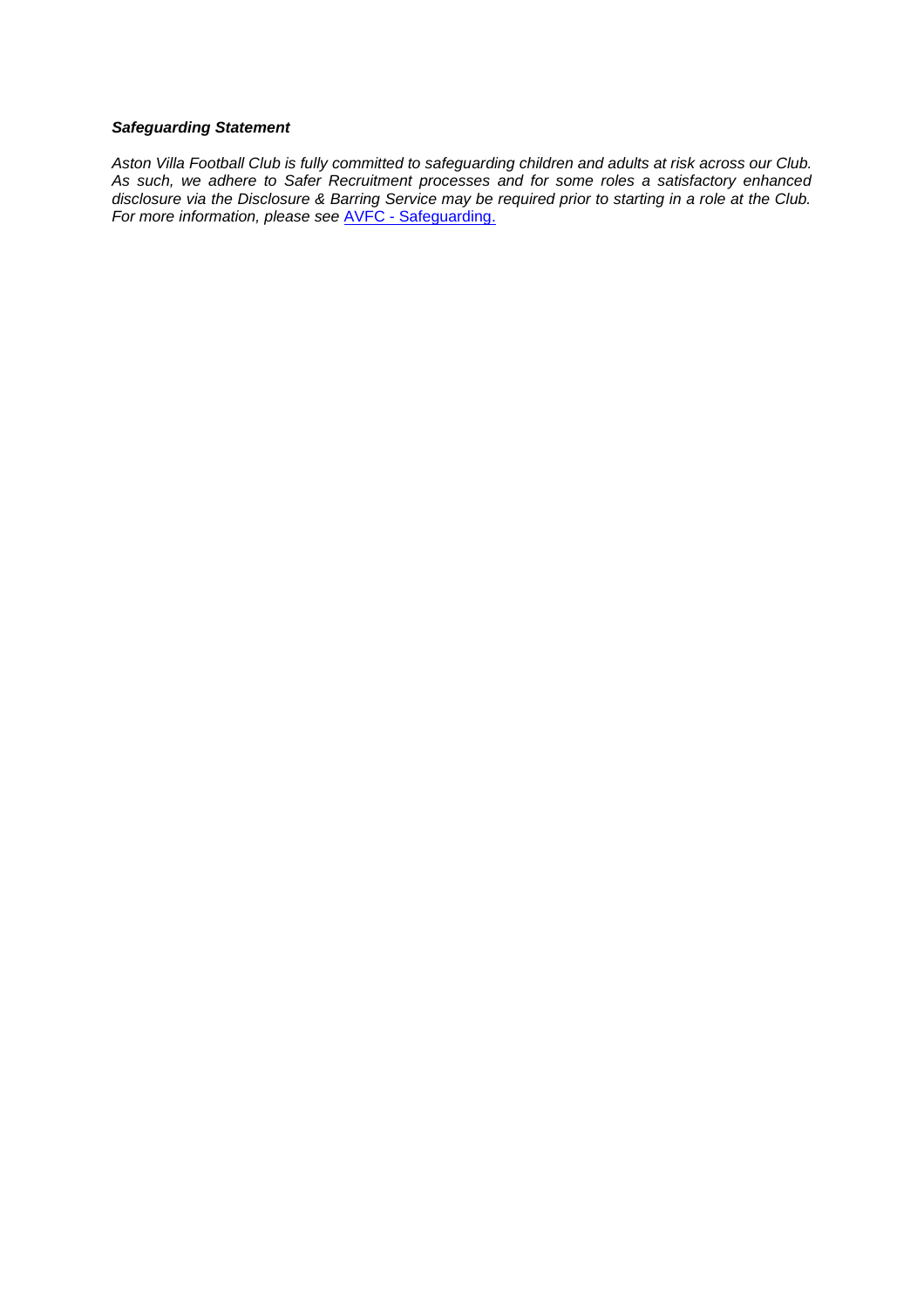***Safeguarding Statement***

*Aston Villa Football Club is fully committed to safeguarding children and adults at risk across our Club. As such, we adhere to Safer Recruitment processes and for some roles a satisfactory enhanced disclosure via the Disclosure & Barring Service may be required prior to starting in a role at the Club. For more information, please see* [AVFC - Safeguarding.]()